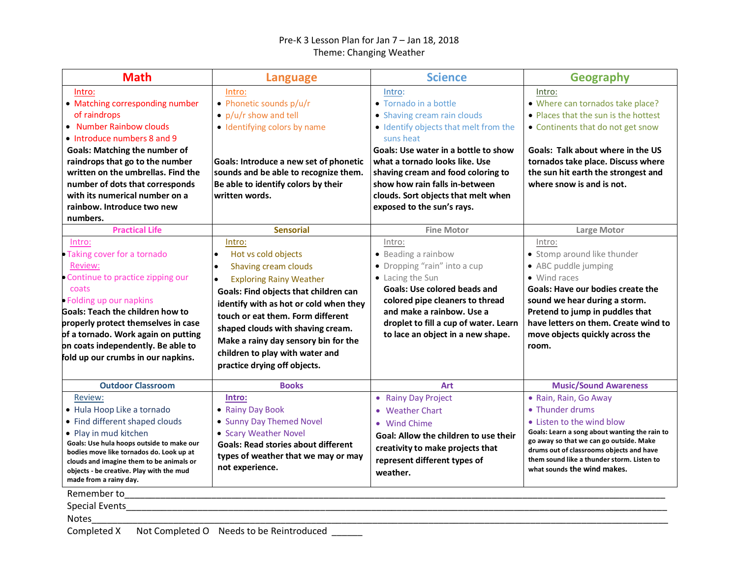Pre-K 3 Lesson Plan for Jan 7 – Jan 18, 2018

Theme: Changing Weather

| Math | Language | Science | Geography |
|---|---|---|---|
| Intro:<br>• Matching corresponding number of raindrops<br>• Number Rainbow clouds<br>• Introduce numbers 8 and 9<br>**Goals: Matching the number of raindrops that go to the number written on the umbrellas. Find the number of dots that corresponds with its numerical number on a rainbow. Introduce two new numbers.** | Intro:<br>• Phonetic sounds p/u/r<br>• p/u/r show and tell<br>• Identifying colors by name<br>**Goals: Introduce a new set of phonetic sounds and be able to recognize them. Be able to identify colors by their written words.** | Intro:<br>• Tornado in a bottle<br>• Shaving cream rain clouds<br>• Identify objects that melt from the suns heat<br>**Goals: Use water in a bottle to show what a tornado looks like. Use shaving cream and food coloring to show how rain falls in-between clouds. Sort objects that melt when exposed to the sun's rays.** | Intro:<br>• Where can tornados take place?<br>• Places that the sun is the hottest<br>• Continents that do not get snow<br>**Goals: Talk about where in the US tornados take place. Discuss where the sun hit earth the strongest and where snow is and is not.** |
| **Practical Life** | **Sensorial** | **Fine Motor** | **Large Motor** |
| Intro:<br>• Taking cover for a tornado<br>Review:<br>• Continue to practice zipping our coats<br>• Folding up our napkins<br>**Goals: Teach the children how to properly protect themselves in case of a tornado. Work again on putting on coats independently. Be able to fold up our crumbs in our napkins.** | Intro:<br>• Hot vs cold objects<br>• Shaving cream clouds<br>• Exploring Rainy Weather<br>**Goals: Find objects that children can identify with as hot or cold when they touch or eat them. Form different shaped clouds with shaving cream. Make a rainy day sensory bin for the children to play with water and practice drying off objects.** | Intro:<br>• Beading a rainbow<br>• Dropping "rain" into a cup<br>• Lacing the Sun<br>**Goals: Use colored beads and colored pipe cleaners to thread and make a rainbow. Use a droplet to fill a cup of water. Learn to lace an object in a new shape.** | Intro:<br>• Stomp around like thunder<br>• ABC puddle jumping<br>• Wind races<br>**Goals: Have our bodies create the sound we hear during a storm. Pretend to jump in puddles that have letters on them. Create wind to move objects quickly across the room.** |
| **Outdoor Classroom** | **Books** | **Art** | **Music/Sound Awareness** |
| Review:<br>• Hula Hoop Like a tornado<br>• Find different shaped clouds<br>• Play in mud kitchen<br>**Goals: Use hula hoops outside to make our bodies move like tornados do. Look up at clouds and imagine them to be animals or objects - be creative. Play with the mud made from a rainy day.** | **Intro:**<br>• Rainy Day Book<br>• Sunny Day Themed Novel<br>• Scary Weather Novel<br>**Goals: Read stories about different types of weather that we may or may not experience.** | • Rainy Day Project<br>• Weather Chart<br>• Wind Chime<br>**Goal: Allow the children to use their creativity to make projects that represent different types of weather.** | • Rain, Rain, Go Away<br>• Thunder drums<br>• Listen to the wind blow<br>**Goals: Learn a song about wanting the rain to go away so that we can go outside. Make drums out of classrooms objects and have them sound like a thunder storm. Listen to what sounds the wind makes.** |

Remember to\_\_\_\_\_\_\_\_\_\_\_\_\_\_\_\_\_\_\_\_\_\_\_\_\_\_\_\_\_\_\_\_\_\_\_\_\_\_\_\_\_\_\_\_\_\_\_\_\_\_\_\_

Special Events\_\_\_\_\_\_\_\_\_\_\_\_\_\_\_\_\_\_\_\_\_\_\_\_\_\_\_\_\_\_\_\_\_\_\_\_\_\_\_\_\_\_\_\_\_\_\_\_\_\_

Notes\_\_\_\_\_\_\_\_\_\_\_\_\_\_\_\_\_\_\_\_\_\_\_\_\_\_\_\_\_\_\_\_\_\_\_\_\_\_\_\_\_\_\_\_\_\_\_\_\_\_\_\_\_\_\_\_\_\_

Completed X Not Completed O Needs to be Reintroduced \_\_\_\_\_\_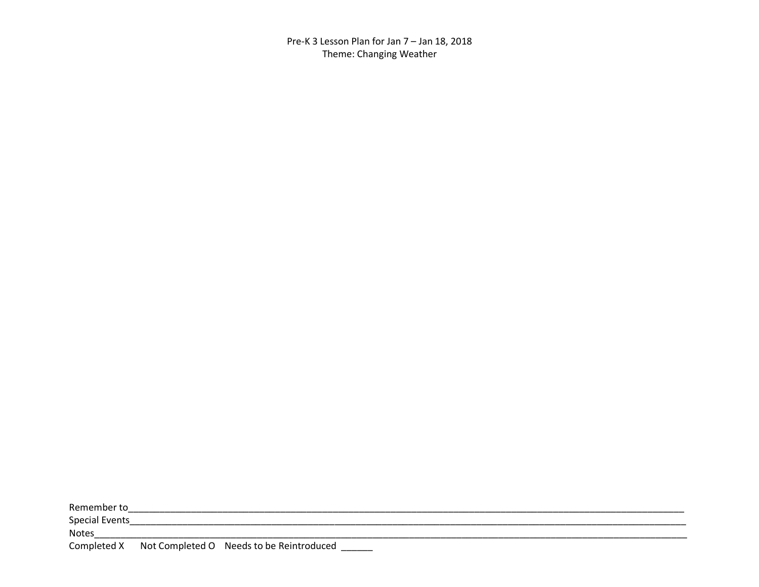Pre-K 3 Lesson Plan for Jan 7 – Jan 18, 2018
Theme: Changing Weather

Remember to_____________________________________________________________________________________________________
Special Events___________________________________________________________________________________________________
Notes__________________________________________________________________________________________________________
Completed X      Not Completed O    Needs to be Reintroduced  ______